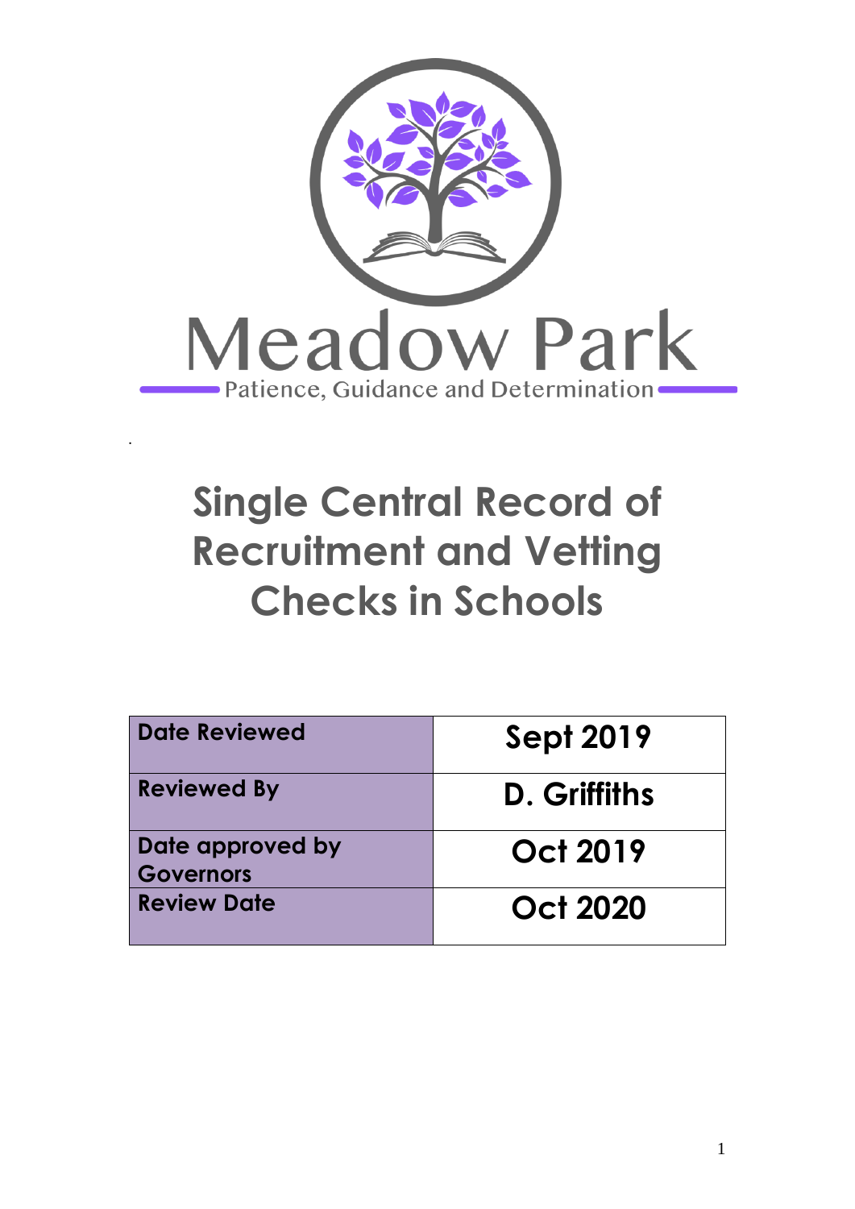Meadow Park

Patience, Guidance and Determination

# Single Central Record of Recruitment and Vetting Checks in Schools

| Date Reviewed | Sept 2019 |
|---|---|
| Reviewed By | D. Griffiths |
| Date approved by Governors | Oct 2019 |
| Review Date | Oct 2020 |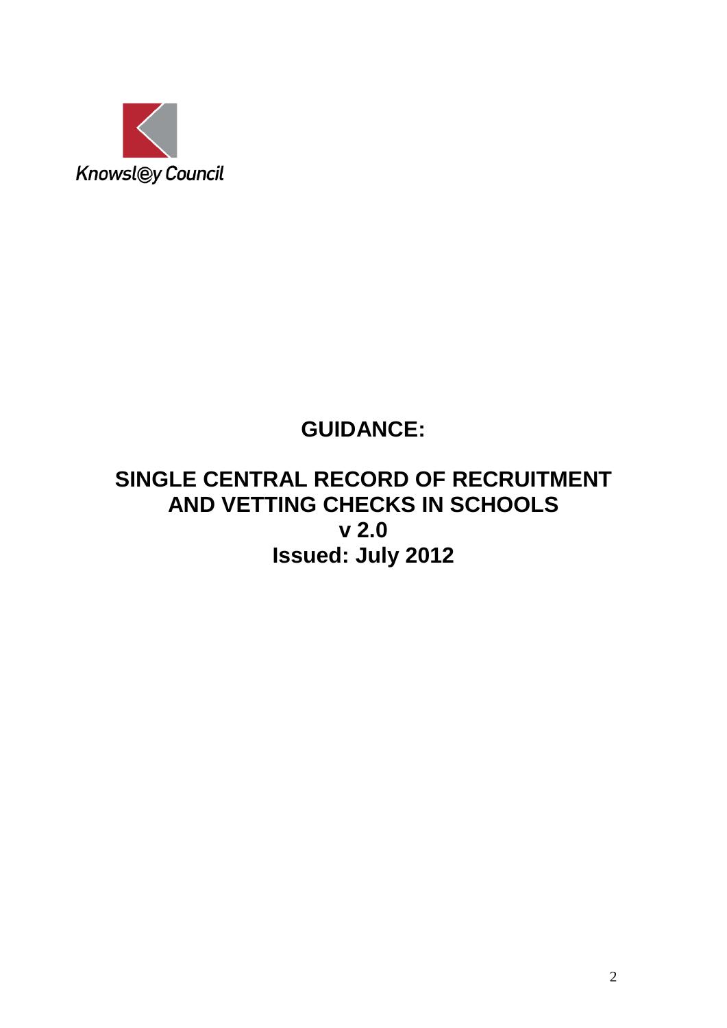Knowsley Council

# GUIDANCE:

# SINGLE CENTRAL RECORD OF RECRUITMENT AND VETTING CHECKS IN SCHOOLS

## v 2.0

## Issued: July 2012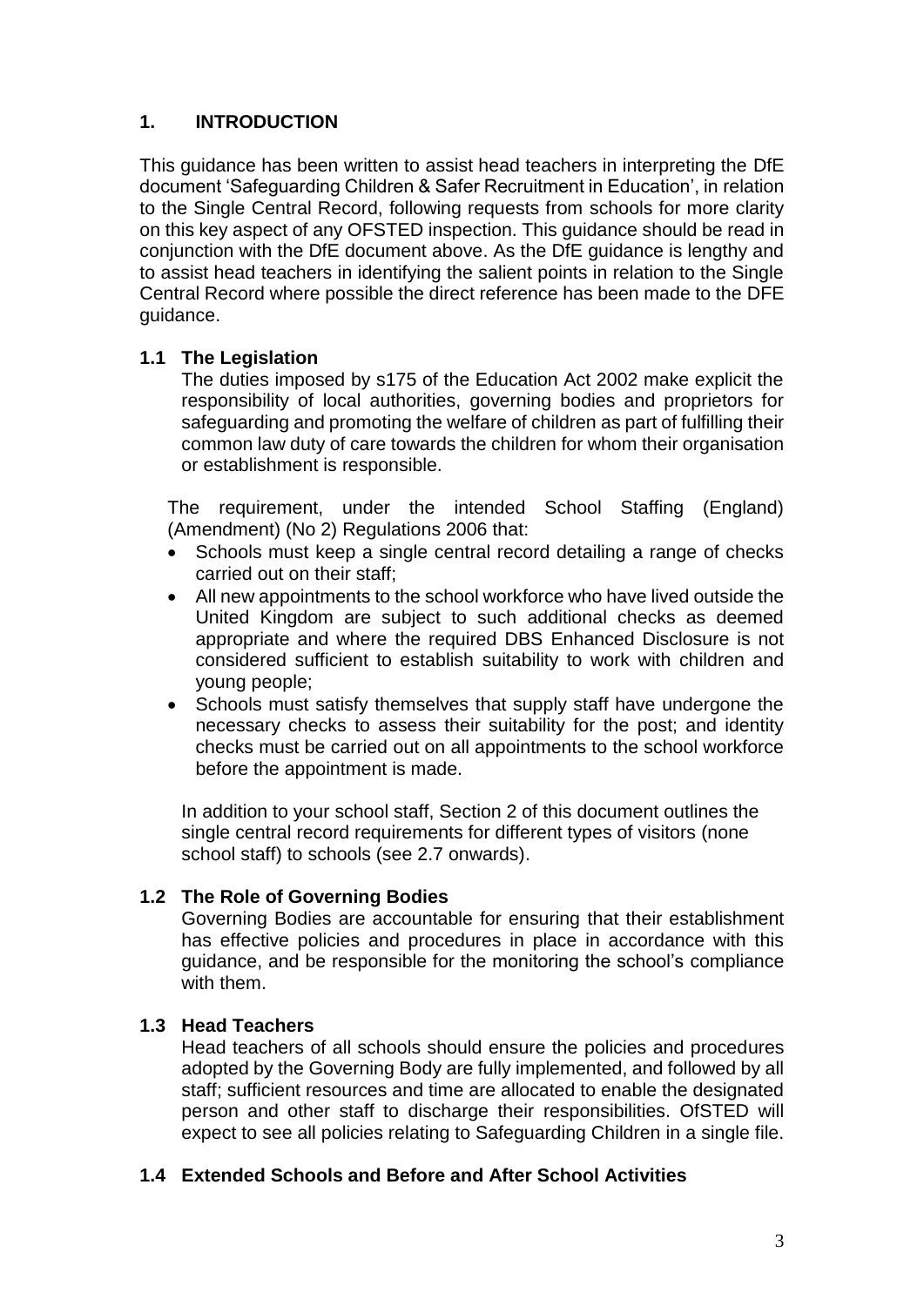## 1. INTRODUCTION

This guidance has been written to assist head teachers in interpreting the DfE document 'Safeguarding Children & Safer Recruitment in Education', in relation to the Single Central Record, following requests from schools for more clarity on this key aspect of any OFSTED inspection. This guidance should be read in conjunction with the DfE document above. As the DfE guidance is lengthy and to assist head teachers in identifying the salient points in relation to the Single Central Record where possible the direct reference has been made to the DFE guidance.

### 1.1 The Legislation

The duties imposed by s175 of the Education Act 2002 make explicit the responsibility of local authorities, governing bodies and proprietors for safeguarding and promoting the welfare of children as part of fulfilling their common law duty of care towards the children for whom their organisation or establishment is responsible.

The requirement, under the intended School Staffing (England) (Amendment) (No 2) Regulations 2006 that:

- Schools must keep a single central record detailing a range of checks carried out on their staff;
- All new appointments to the school workforce who have lived outside the United Kingdom are subject to such additional checks as deemed appropriate and where the required DBS Enhanced Disclosure is not considered sufficient to establish suitability to work with children and young people;
- Schools must satisfy themselves that supply staff have undergone the necessary checks to assess their suitability for the post; and identity checks must be carried out on all appointments to the school workforce before the appointment is made.

In addition to your school staff, Section 2 of this document outlines the single central record requirements for different types of visitors (none school staff) to schools (see 2.7 onwards).

### 1.2 The Role of Governing Bodies

Governing Bodies are accountable for ensuring that their establishment has effective policies and procedures in place in accordance with this guidance, and be responsible for the monitoring the school's compliance with them.

### 1.3 Head Teachers

Head teachers of all schools should ensure the policies and procedures adopted by the Governing Body are fully implemented, and followed by all staff; sufficient resources and time are allocated to enable the designated person and other staff to discharge their responsibilities. OfSTED will expect to see all policies relating to Safeguarding Children in a single file.

### 1.4 Extended Schools and Before and After School Activities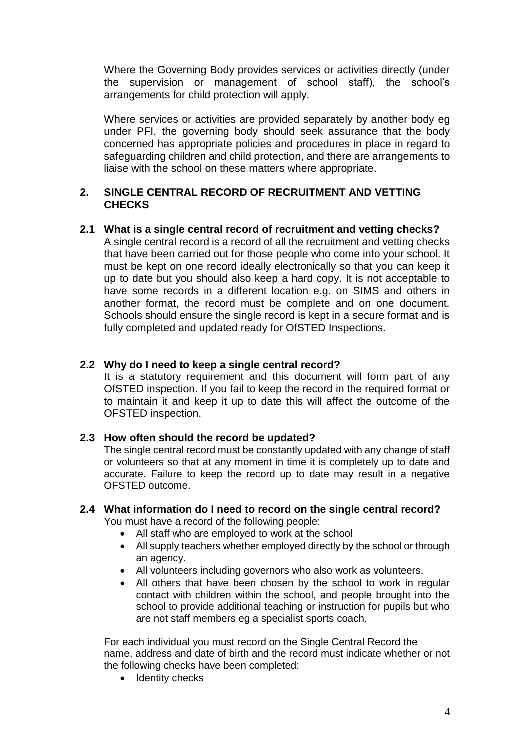Where the Governing Body provides services or activities directly (under the supervision or management of school staff), the school's arrangements for child protection will apply.

Where services or activities are provided separately by another body eg under PFI, the governing body should seek assurance that the body concerned has appropriate policies and procedures in place in regard to safeguarding children and child protection, and there are arrangements to liaise with the school on these matters where appropriate.

## 2. SINGLE CENTRAL RECORD OF RECRUITMENT AND VETTING CHECKS

### 2.1 What is a single central record of recruitment and vetting checks?

A single central record is a record of all the recruitment and vetting checks that have been carried out for those people who come into your school. It must be kept on one record ideally electronically so that you can keep it up to date but you should also keep a hard copy. It is not acceptable to have some records in a different location e.g. on SIMS and others in another format, the record must be complete and on one document. Schools should ensure the single record is kept in a secure format and is fully completed and updated ready for OfSTED Inspections.

### 2.2 Why do I need to keep a single central record?

It is a statutory requirement and this document will form part of any OfSTED inspection. If you fail to keep the record in the required format or to maintain it and keep it up to date this will affect the outcome of the OFSTED inspection.

### 2.3 How often should the record be updated?

The single central record must be constantly updated with any change of staff or volunteers so that at any moment in time it is completely up to date and accurate. Failure to keep the record up to date may result in a negative OFSTED outcome.

### 2.4 What information do I need to record on the single central record?

You must have a record of the following people:

- All staff who are employed to work at the school
- All supply teachers whether employed directly by the school or through an agency.
- All volunteers including governors who also work as volunteers.
- All others that have been chosen by the school to work in regular contact with children within the school, and people brought into the school to provide additional teaching or instruction for pupils but who are not staff members eg a specialist sports coach.

For each individual you must record on the Single Central Record the name, address and date of birth and the record must indicate whether or not the following checks have been completed:

- Identity checks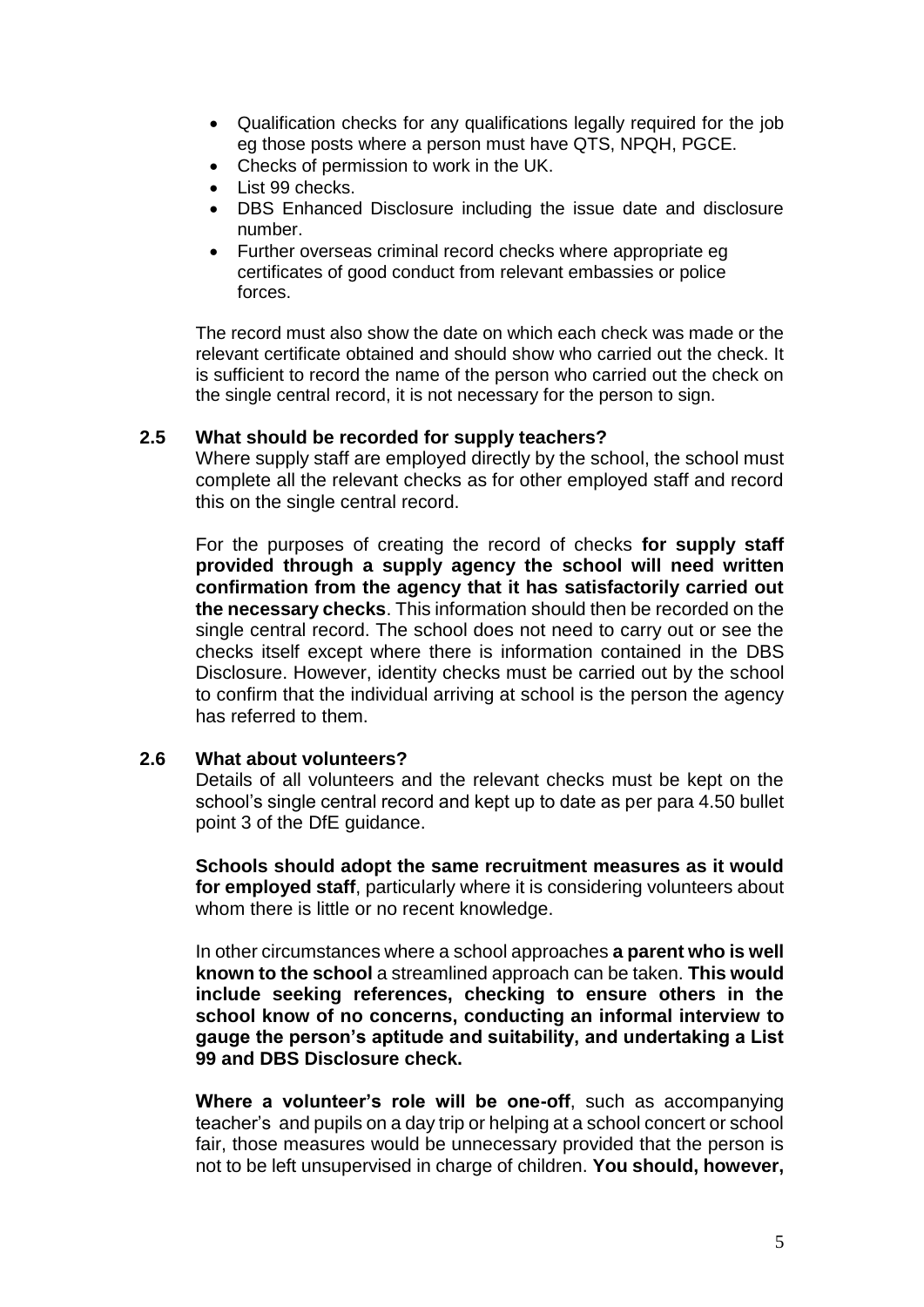- Qualification checks for any qualifications legally required for the job eg those posts where a person must have QTS, NPQH, PGCE.
- Checks of permission to work in the UK.
- List 99 checks.
- DBS Enhanced Disclosure including the issue date and disclosure number.
- Further overseas criminal record checks where appropriate eg certificates of good conduct from relevant embassies or police forces.

The record must also show the date on which each check was made or the relevant certificate obtained and should show who carried out the check. It is sufficient to record the name of the person who carried out the check on the single central record, it is not necessary for the person to sign.

### 2.5 What should be recorded for supply teachers?

Where supply staff are employed directly by the school, the school must complete all the relevant checks as for other employed staff and record this on the single central record.

For the purposes of creating the record of checks **for supply staff provided through a supply agency the school will need written confirmation from the agency that it has satisfactorily carried out the necessary checks**. This information should then be recorded on the single central record. The school does not need to carry out or see the checks itself except where there is information contained in the DBS Disclosure. However, identity checks must be carried out by the school to confirm that the individual arriving at school is the person the agency has referred to them.

### 2.6 What about volunteers?

Details of all volunteers and the relevant checks must be kept on the school's single central record and kept up to date as per para 4.50 bullet point 3 of the DfE guidance.

**Schools should adopt the same recruitment measures as it would for employed staff**, particularly where it is considering volunteers about whom there is little or no recent knowledge.

In other circumstances where a school approaches **a parent who is well known to the school** a streamlined approach can be taken. **This would include seeking references, checking to ensure others in the school know of no concerns, conducting an informal interview to gauge the person's aptitude and suitability, and undertaking a List 99 and DBS Disclosure check.**

**Where a volunteer's role will be one-off**, such as accompanying teacher's and pupils on a day trip or helping at a school concert or school fair, those measures would be unnecessary provided that the person is not to be left unsupervised in charge of children. **You should, however,**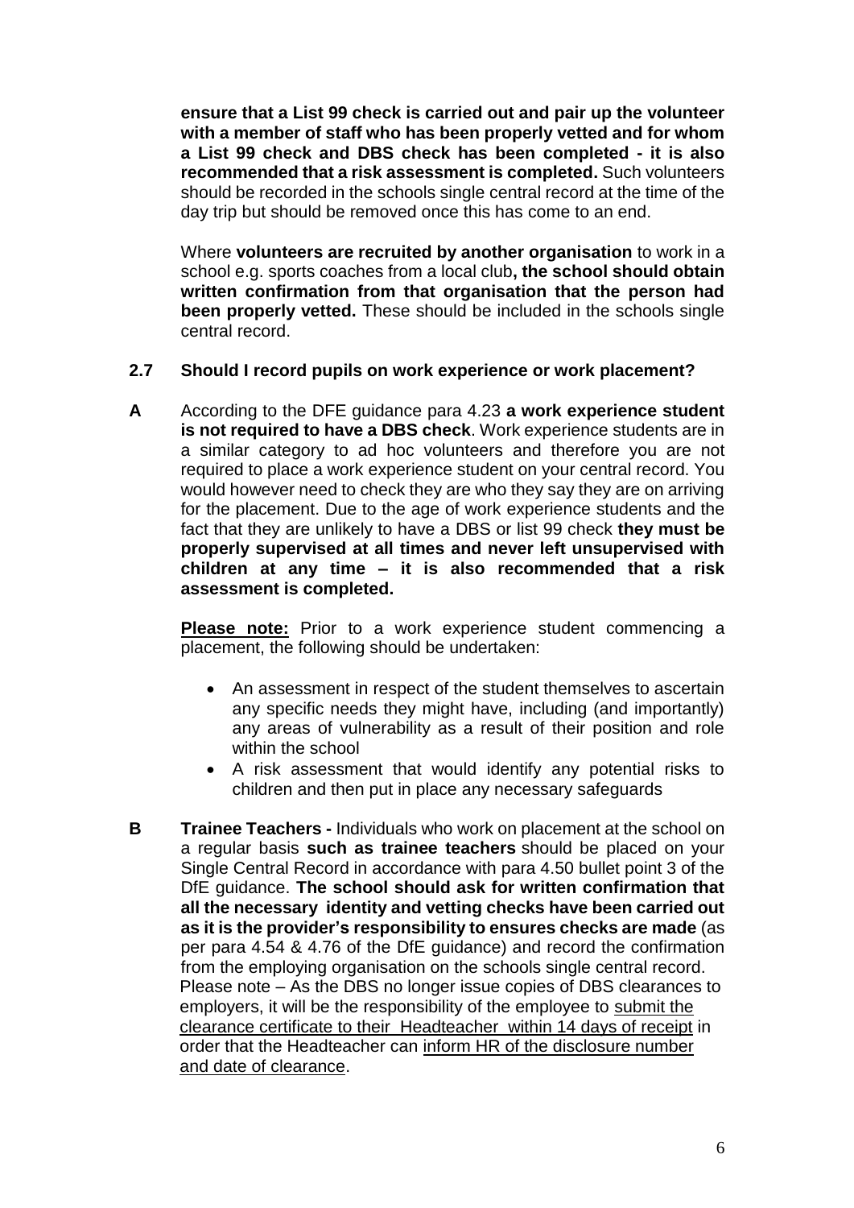**ensure that a List 99 check is carried out and pair up the volunteer with a member of staff who has been properly vetted and for whom a List 99 check and DBS check has been completed - it is also recommended that a risk assessment is completed.** Such volunteers should be recorded in the schools single central record at the time of the day trip but should be removed once this has come to an end.

Where **volunteers are recruited by another organisation** to work in a school e.g. sports coaches from a local club**, the school should obtain written confirmation from that organisation that the person had been properly vetted.** These should be included in the schools single central record.

**2.7 Should I record pupils on work experience or work placement?**

**A** According to the DFE guidance para 4.23 **a work experience student is not required to have a DBS check**. Work experience students are in a similar category to ad hoc volunteers and therefore you are not required to place a work experience student on your central record. You would however need to check they are who they say they are on arriving for the placement. Due to the age of work experience students and the fact that they are unlikely to have a DBS or list 99 check **they must be properly supervised at all times and never left unsupervised with children at any time – it is also recommended that a risk assessment is completed.**

**Please note:** Prior to a work experience student commencing a placement, the following should be undertaken:

- An assessment in respect of the student themselves to ascertain any specific needs they might have, including (and importantly) any areas of vulnerability as a result of their position and role within the school
- A risk assessment that would identify any potential risks to children and then put in place any necessary safeguards

**B** **Trainee Teachers -** Individuals who work on placement at the school on a regular basis **such as trainee teachers** should be placed on your Single Central Record in accordance with para 4.50 bullet point 3 of the DfE guidance. **The school should ask for written confirmation that all the necessary identity and vetting checks have been carried out as it is the provider's responsibility to ensures checks are made** (as per para 4.54 & 4.76 of the DfE guidance) and record the confirmation from the employing organisation on the schools single central record. Please note – As the DBS no longer issue copies of DBS clearances to employers, it will be the responsibility of the employee to submit the clearance certificate to their Headteacher within 14 days of receipt in order that the Headteacher can inform HR of the disclosure number and date of clearance.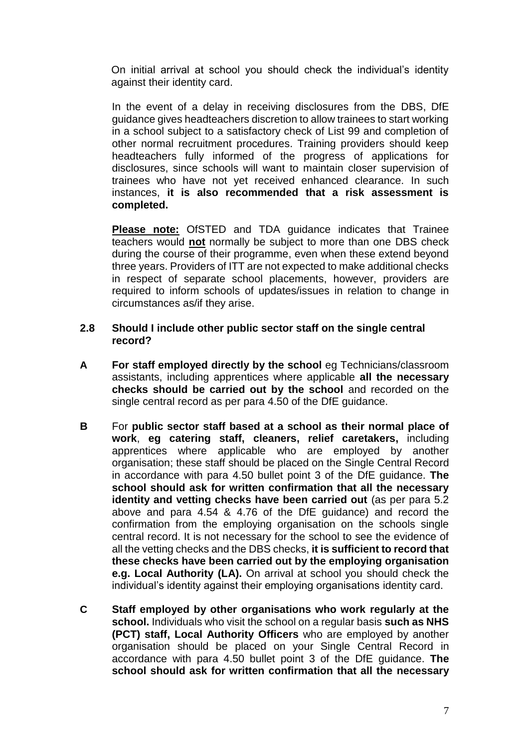On initial arrival at school you should check the individual's identity against their identity card.

In the event of a delay in receiving disclosures from the DBS, DfE guidance gives headteachers discretion to allow trainees to start working in a school subject to a satisfactory check of List 99 and completion of other normal recruitment procedures. Training providers should keep headteachers fully informed of the progress of applications for disclosures, since schools will want to maintain closer supervision of trainees who have not yet received enhanced clearance. In such instances, **it is also recommended that a risk assessment is completed.**

**Please note:** OfSTED and TDA guidance indicates that Trainee teachers would **not** normally be subject to more than one DBS check during the course of their programme, even when these extend beyond three years. Providers of ITT are not expected to make additional checks in respect of separate school placements, however, providers are required to inform schools of updates/issues in relation to change in circumstances as/if they arise.

**2.8 Should I include other public sector staff on the single central record?**

**A** **For staff employed directly by the school** eg Technicians/classroom assistants, including apprentices where applicable **all the necessary checks should be carried out by the school** and recorded on the single central record as per para 4.50 of the DfE guidance.

**B** For **public sector staff based at a school as their normal place of work**, **eg catering staff, cleaners, relief caretakers,** including apprentices where applicable who are employed by another organisation; these staff should be placed on the Single Central Record in accordance with para 4.50 bullet point 3 of the DfE guidance. **The school should ask for written confirmation that all the necessary identity and vetting checks have been carried out** (as per para 5.2 above and para 4.54 & 4.76 of the DfE guidance) and record the confirmation from the employing organisation on the schools single central record. It is not necessary for the school to see the evidence of all the vetting checks and the DBS checks, **it is sufficient to record that these checks have been carried out by the employing organisation e.g. Local Authority (LA).** On arrival at school you should check the individual's identity against their employing organisations identity card.

**C** **Staff employed by other organisations who work regularly at the school.** Individuals who visit the school on a regular basis **such as NHS (PCT) staff, Local Authority Officers** who are employed by another organisation should be placed on your Single Central Record in accordance with para 4.50 bullet point 3 of the DfE guidance. **The school should ask for written confirmation that all the necessary**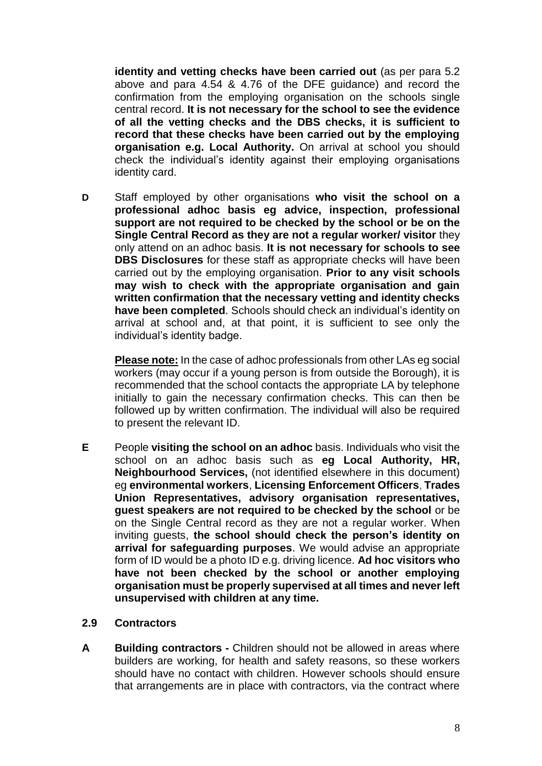**identity and vetting checks have been carried out** (as per para 5.2 above and para 4.54 & 4.76 of the DFE guidance) and record the confirmation from the employing organisation on the schools single central record. **It is not necessary for the school to see the evidence of all the vetting checks and the DBS checks, it is sufficient to record that these checks have been carried out by the employing organisation e.g. Local Authority.** On arrival at school you should check the individual's identity against their employing organisations identity card.

**D** Staff employed by other organisations **who visit the school on a professional adhoc basis eg advice, inspection, professional support are not required to be checked by the school or be on the Single Central Record as they are not a regular worker/ visitor** they only attend on an adhoc basis. **It is not necessary for schools to see DBS Disclosures** for these staff as appropriate checks will have been carried out by the employing organisation. **Prior to any visit schools may wish to check with the appropriate organisation and gain written confirmation that the necessary vetting and identity checks have been completed**. Schools should check an individual's identity on arrival at school and, at that point, it is sufficient to see only the individual's identity badge.

**Please note:** In the case of adhoc professionals from other LAs eg social workers (may occur if a young person is from outside the Borough), it is recommended that the school contacts the appropriate LA by telephone initially to gain the necessary confirmation checks. This can then be followed up by written confirmation. The individual will also be required to present the relevant ID.

**E** People **visiting the school on an adhoc** basis. Individuals who visit the school on an adhoc basis such as **eg Local Authority, HR, Neighbourhood Services,** (not identified elsewhere in this document) eg **environmental workers**, **Licensing Enforcement Officers**, **Trades Union Representatives, advisory organisation representatives, guest speakers are not required to be checked by the school** or be on the Single Central record as they are not a regular worker. When inviting guests, **the school should check the person's identity on arrival for safeguarding purposes**. We would advise an appropriate form of ID would be a photo ID e.g. driving licence. **Ad hoc visitors who have not been checked by the school or another employing organisation must be properly supervised at all times and never left unsupervised with children at any time.**

### 2.9 Contractors

**A** **Building contractors -** Children should not be allowed in areas where builders are working, for health and safety reasons, so these workers should have no contact with children. However schools should ensure that arrangements are in place with contractors, via the contract where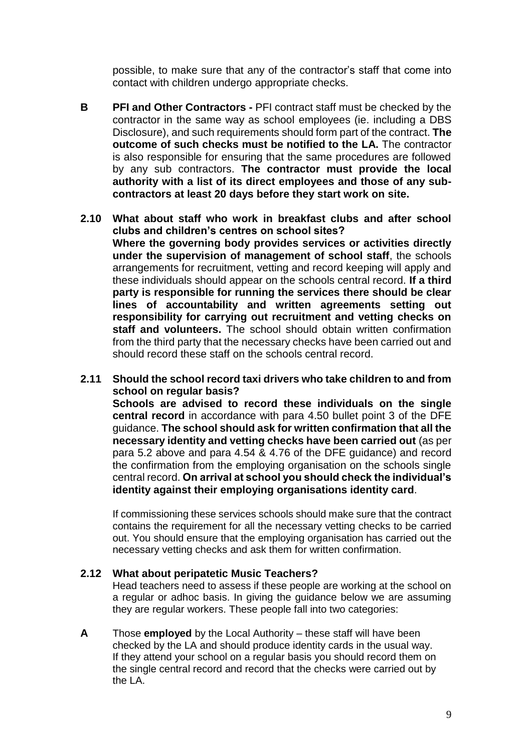possible, to make sure that any of the contractor's staff that come into contact with children undergo appropriate checks.

**B** **PFI and Other Contractors -** PFI contract staff must be checked by the contractor in the same way as school employees (ie. including a DBS Disclosure), and such requirements should form part of the contract. **The outcome of such checks must be notified to the LA.** The contractor is also responsible for ensuring that the same procedures are followed by any sub contractors. **The contractor must provide the local authority with a list of its direct employees and those of any sub-contractors at least 20 days before they start work on site.**

**2.10 What about staff who work in breakfast clubs and after school clubs and children's centres on school sites?**

**Where the governing body provides services or activities directly under the supervision of management of school staff**, the schools arrangements for recruitment, vetting and record keeping will apply and these individuals should appear on the schools central record. **If a third party is responsible for running the services there should be clear lines of accountability and written agreements setting out responsibility for carrying out recruitment and vetting checks on staff and volunteers.** The school should obtain written confirmation from the third party that the necessary checks have been carried out and should record these staff on the schools central record.

**2.11 Should the school record taxi drivers who take children to and from school on regular basis?**

**Schools are advised to record these individuals on the single central record** in accordance with para 4.50 bullet point 3 of the DFE guidance. **The school should ask for written confirmation that all the necessary identity and vetting checks have been carried out** (as per para 5.2 above and para 4.54 & 4.76 of the DFE guidance) and record the confirmation from the employing organisation on the schools single central record. **On arrival at school you should check the individual's identity against their employing organisations identity card**.

If commissioning these services schools should make sure that the contract contains the requirement for all the necessary vetting checks to be carried out. You should ensure that the employing organisation has carried out the necessary vetting checks and ask them for written confirmation.

**2.12 What about peripatetic Music Teachers?**

Head teachers need to assess if these people are working at the school on a regular or adhoc basis. In giving the guidance below we are assuming they are regular workers. These people fall into two categories:

**A** Those **employed** by the Local Authority – these staff will have been checked by the LA and should produce identity cards in the usual way. If they attend your school on a regular basis you should record them on the single central record and record that the checks were carried out by the LA.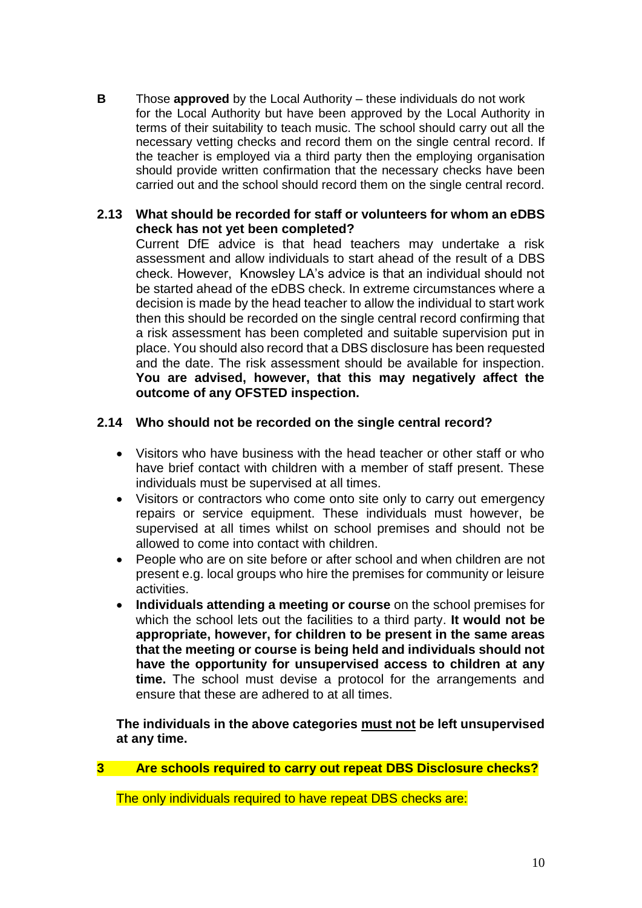**B** Those **approved** by the Local Authority – these individuals do not work for the Local Authority but have been approved by the Local Authority in terms of their suitability to teach music. The school should carry out all the necessary vetting checks and record them on the single central record. If the teacher is employed via a third party then the employing organisation should provide written confirmation that the necessary checks have been carried out and the school should record them on the single central record.

### 2.13 What should be recorded for staff or volunteers for whom an eDBS check has not yet been completed?

Current DfE advice is that head teachers may undertake a risk assessment and allow individuals to start ahead of the result of a DBS check. However, Knowsley LA's advice is that an individual should not be started ahead of the eDBS check. In extreme circumstances where a decision is made by the head teacher to allow the individual to start work then this should be recorded on the single central record confirming that a risk assessment has been completed and suitable supervision put in place. You should also record that a DBS disclosure has been requested and the date. The risk assessment should be available for inspection. **You are advised, however, that this may negatively affect the outcome of any OFSTED inspection.**

### 2.14 Who should not be recorded on the single central record?

- Visitors who have business with the head teacher or other staff or who have brief contact with children with a member of staff present. These individuals must be supervised at all times.
- Visitors or contractors who come onto site only to carry out emergency repairs or service equipment. These individuals must however, be supervised at all times whilst on school premises and should not be allowed to come into contact with children.
- People who are on site before or after school and when children are not present e.g. local groups who hire the premises for community or leisure activities.
- **Individuals attending a meeting or course** on the school premises for which the school lets out the facilities to a third party. **It would not be appropriate, however, for children to be present in the same areas that the meeting or course is being held and individuals should not have the opportunity for unsupervised access to children at any time.** The school must devise a protocol for the arrangements and ensure that these are adhered to at all times.

**The individuals in the above categories <u>must not</u> be left unsupervised at any time.**

## 3 Are schools required to carry out repeat DBS Disclosure checks?

The only individuals required to have repeat DBS checks are: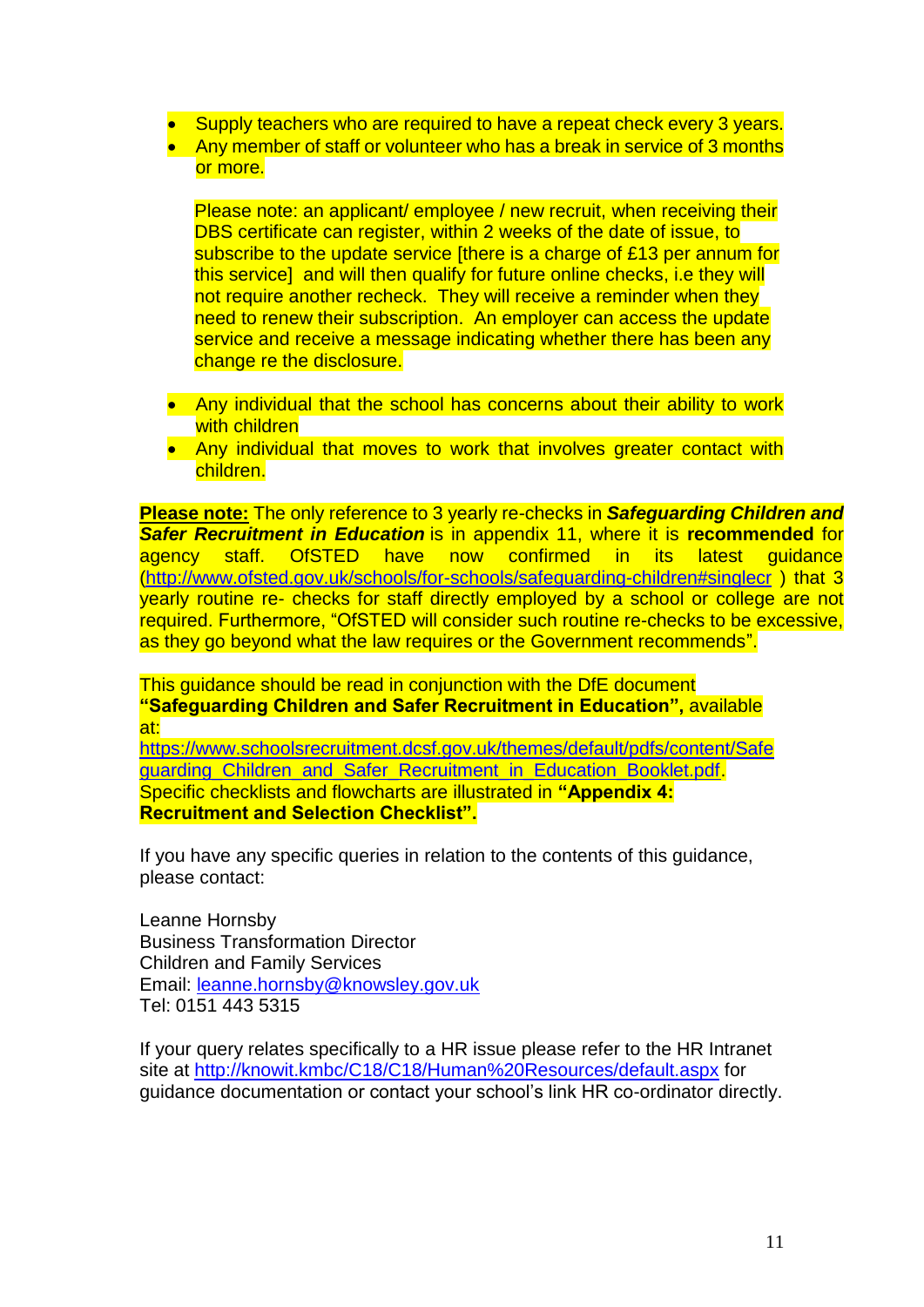- Supply teachers who are required to have a repeat check every 3 years.
- Any member of staff or volunteer who has a break in service of 3 months or more.

  Please note: an applicant/ employee / new recruit, when receiving their DBS certificate can register, within 2 weeks of the date of issue, to subscribe to the update service [there is a charge of £13 per annum for this service] and will then qualify for future online checks, i.e they will not require another recheck. They will receive a reminder when they need to renew their subscription. An employer can access the update service and receive a message indicating whether there has been any change re the disclosure.

- Any individual that the school has concerns about their ability to work with children
- Any individual that moves to work that involves greater contact with children.

**Please note:** The only reference to 3 yearly re-checks in ***Safeguarding Children and Safer Recruitment in Education*** is in appendix 11, where it is **recommended** for agency staff. OfSTED have now confirmed in its latest guidance (http://www.ofsted.gov.uk/schools/for-schools/safeguarding-children#singlecr ) that 3 yearly routine re- checks for staff directly employed by a school or college are not required. Furthermore, "OfSTED will consider such routine re-checks to be excessive, as they go beyond what the law requires or the Government recommends".

This guidance should be read in conjunction with the DfE document **"Safeguarding Children and Safer Recruitment in Education",** available at:
https://www.schoolsrecruitment.dcsf.gov.uk/themes/default/pdfs/content/Safeguarding_Children_and_Safer_Recruitment_in_Education_Booklet.pdf.
Specific checklists and flowcharts are illustrated in **"Appendix 4: Recruitment and Selection Checklist".**

If you have any specific queries in relation to the contents of this guidance, please contact:

Leanne Hornsby
Business Transformation Director
Children and Family Services
Email: leanne.hornsby@knowsley.gov.uk
Tel: 0151 443 5315

If your query relates specifically to a HR issue please refer to the HR Intranet site at http://knowit.kmbc/C18/C18/Human%20Resources/default.aspx for guidance documentation or contact your school's link HR co-ordinator directly.